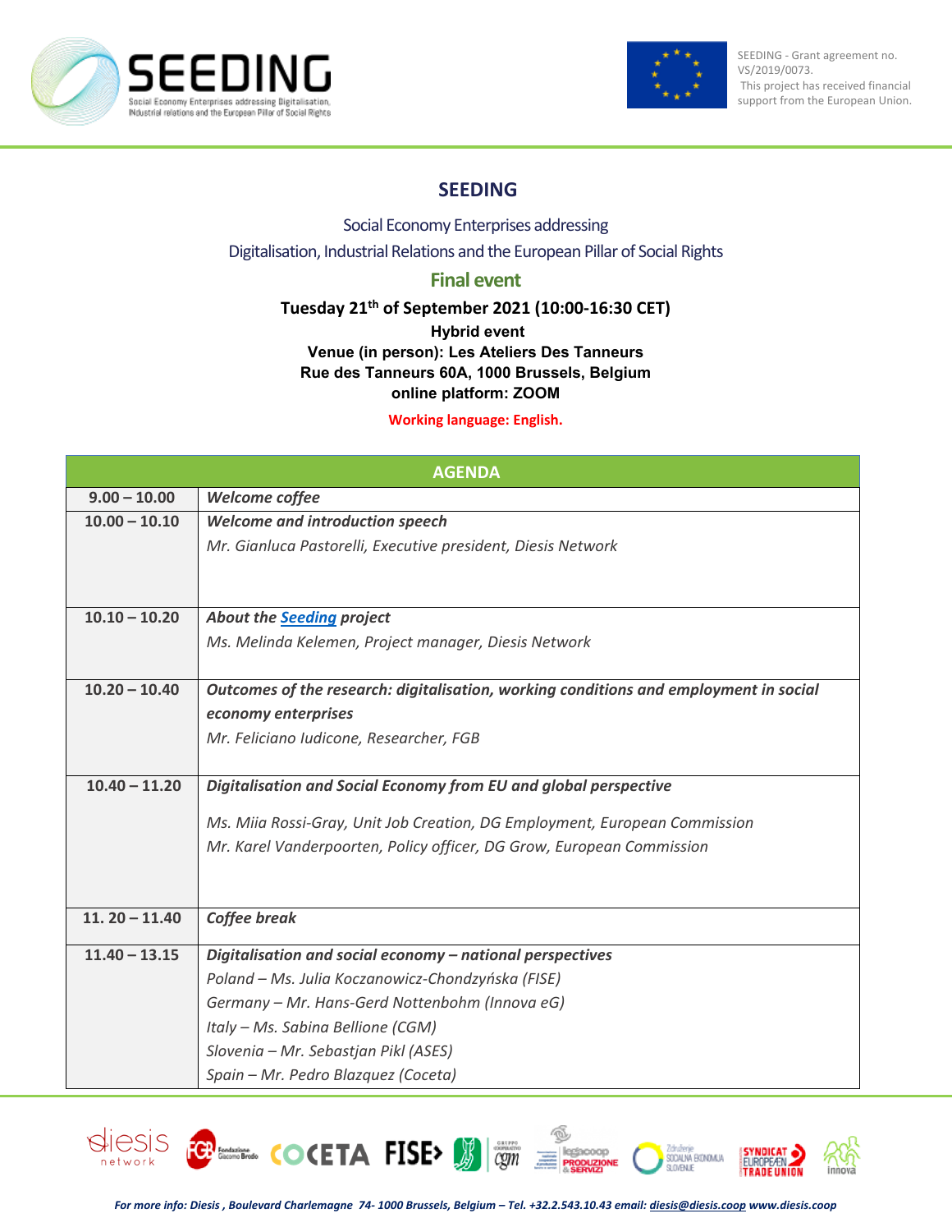SEEDING - Grant agreement no. VS/2019/0073.
This project has received financial support from the European Union.

# SEEDING

Social Economy Enterprises addressing
Digitalisation, Industrial Relations and the European Pillar of Social Rights

## Final event

**Tuesday 21th of September 2021 (10:00-16:30 CET)**
**Hybrid event**
**Venue (in person): Les Ateliers Des Tanneurs**
**Rue des Tanneurs 60A, 1000 Brussels, Belgium**
**online platform: ZOOM**

**Working language: English.**

| AGENDA | |
|---|---|
| **9.00 – 10.00** | ***Welcome coffee*** |
| **10.00 – 10.10** | ***Welcome and introduction speech***<br>*Mr. Gianluca Pastorelli, Executive president, Diesis Network* |
| **10.10 – 10.20** | ***About the Seeding project***<br>*Ms. Melinda Kelemen, Project manager, Diesis Network* |
| **10.20 – 10.40** | ***Outcomes of the research: digitalisation, working conditions and employment in social economy enterprises***<br>*Mr. Feliciano Iudicone, Researcher, FGB* |
| **10.40 – 11.20** | ***Digitalisation and Social Economy from EU and global perspective***<br>*Ms. Miia Rossi-Gray, Unit Job Creation, DG Employment, European Commission*<br>*Mr. Karel Vanderpoorten, Policy officer, DG Grow, European Commission* |
| **11. 20 – 11.40** | ***Coffee break*** |
| **11.40 – 13.15** | ***Digitalisation and social economy – national perspectives***<br>*Poland – Ms. Julia Koczanowicz-Chondzyńska (FISE)*<br>*Germany – Mr. Hans-Gerd Nottenbohm (Innova eG)*<br>*Italy – Ms. Sabina Bellione (CGM)*<br>*Slovenia – Mr. Sebastjan Pikl (ASES)*<br>*Spain – Mr. Pedro Blazquez (Coceta)* |

*For more info: Diesis , Boulevard Charlemagne 74- 1000 Brussels, Belgium – Tel. +32.2.543.10.43 email: diesis@diesis.coop www.diesis.coop*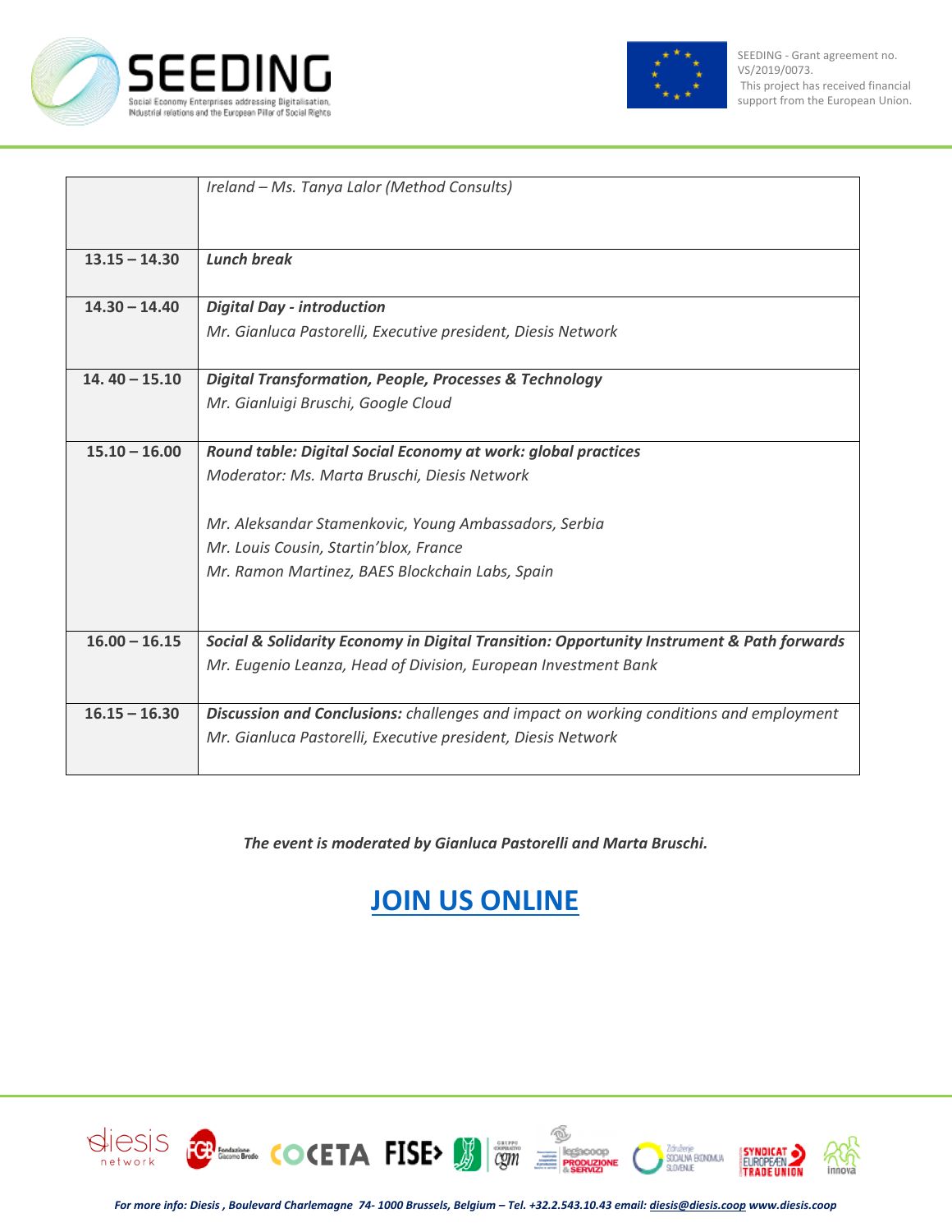| | |
|---|---|
| | *Ireland – Ms. Tanya Lalor (Method Consults)* |
| **13.15 – 14.30** | ***Lunch break*** |
| **14.30 – 14.40** | ***Digital Day - introduction***<br>*Mr. Gianluca Pastorelli, Executive president, Diesis Network* |
| **14. 40 – 15.10** | ***Digital Transformation, People, Processes & Technology***<br>*Mr. Gianluigi Bruschi, Google Cloud* |
| **15.10 – 16.00** | ***Round table: Digital Social Economy at work: global practices***<br>*Moderator: Ms. Marta Bruschi, Diesis Network*<br><br>*Mr. Aleksandar Stamenkovic, Young Ambassadors, Serbia*<br>*Mr. Louis Cousin, Startin'blox, France*<br>*Mr. Ramon Martinez, BAES Blockchain Labs, Spain* |
| **16.00 – 16.15** | ***Social & Solidarity Economy in Digital Transition: Opportunity Instrument & Path forwards***<br>*Mr. Eugenio Leanza, Head of Division, European Investment Bank* |
| **16.15 – 16.30** | ***Discussion and Conclusions:*** *challenges and impact on working conditions and employment*<br>*Mr. Gianluca Pastorelli, Executive president, Diesis Network* |

***The event is moderated by Gianluca Pastorelli and Marta Bruschi.***

## JOIN US ONLINE

***For more info: Diesis , Boulevard Charlemagne 74- 1000 Brussels, Belgium – Tel. +32.2.543.10.43 email: diesis@diesis.coop www.diesis.coop***